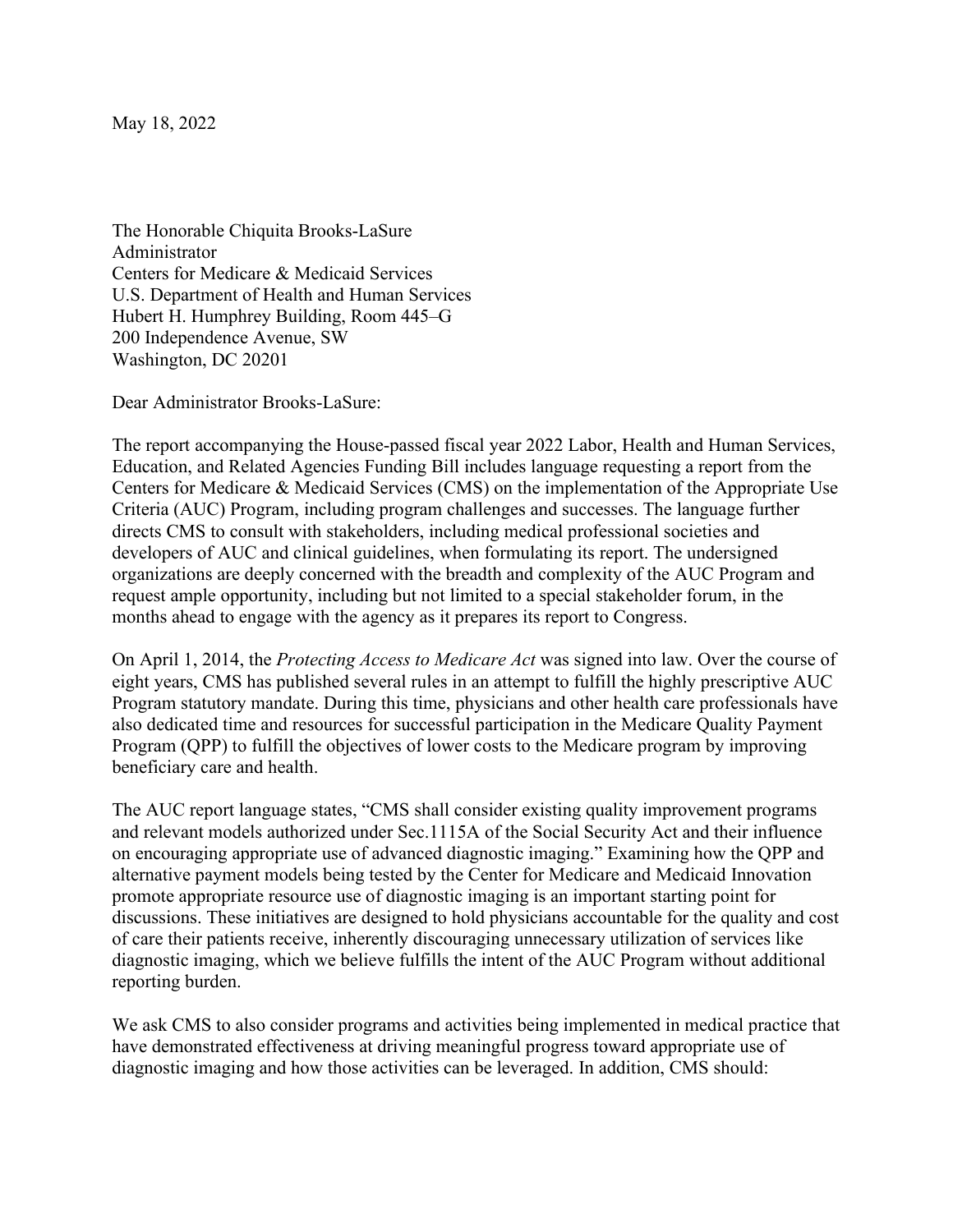May 18, 2022

The Honorable Chiquita Brooks-LaSure
Administrator
Centers for Medicare & Medicaid Services
U.S. Department of Health and Human Services
Hubert H. Humphrey Building, Room 445–G
200 Independence Avenue, SW
Washington, DC 20201

Dear Administrator Brooks-LaSure:

The report accompanying the House-passed fiscal year 2022 Labor, Health and Human Services, Education, and Related Agencies Funding Bill includes language requesting a report from the Centers for Medicare & Medicaid Services (CMS) on the implementation of the Appropriate Use Criteria (AUC) Program, including program challenges and successes. The language further directs CMS to consult with stakeholders, including medical professional societies and developers of AUC and clinical guidelines, when formulating its report. The undersigned organizations are deeply concerned with the breadth and complexity of the AUC Program and request ample opportunity, including but not limited to a special stakeholder forum, in the months ahead to engage with the agency as it prepares its report to Congress.

On April 1, 2014, the *Protecting Access to Medicare Act* was signed into law. Over the course of eight years, CMS has published several rules in an attempt to fulfill the highly prescriptive AUC Program statutory mandate. During this time, physicians and other health care professionals have also dedicated time and resources for successful participation in the Medicare Quality Payment Program (QPP) to fulfill the objectives of lower costs to the Medicare program by improving beneficiary care and health.

The AUC report language states, "CMS shall consider existing quality improvement programs and relevant models authorized under Sec.1115A of the Social Security Act and their influence on encouraging appropriate use of advanced diagnostic imaging." Examining how the QPP and alternative payment models being tested by the Center for Medicare and Medicaid Innovation promote appropriate resource use of diagnostic imaging is an important starting point for discussions. These initiatives are designed to hold physicians accountable for the quality and cost of care their patients receive, inherently discouraging unnecessary utilization of services like diagnostic imaging, which we believe fulfills the intent of the AUC Program without additional reporting burden.

We ask CMS to also consider programs and activities being implemented in medical practice that have demonstrated effectiveness at driving meaningful progress toward appropriate use of diagnostic imaging and how those activities can be leveraged. In addition, CMS should: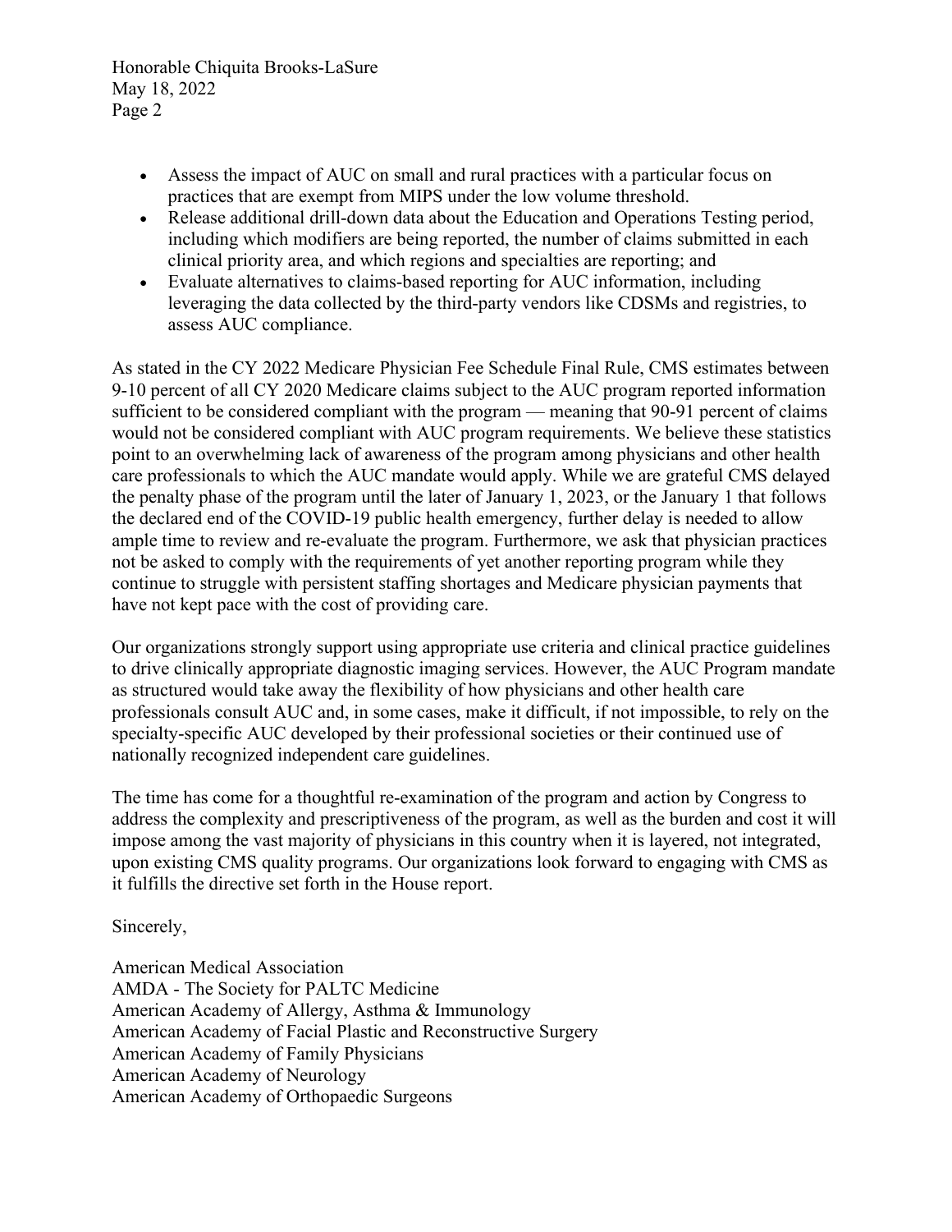- Assess the impact of AUC on small and rural practices with a particular focus on practices that are exempt from MIPS under the low volume threshold.
- Release additional drill-down data about the Education and Operations Testing period, including which modifiers are being reported, the number of claims submitted in each clinical priority area, and which regions and specialties are reporting; and
- Evaluate alternatives to claims-based reporting for AUC information, including leveraging the data collected by the third-party vendors like CDSMs and registries, to assess AUC compliance.

As stated in the CY 2022 Medicare Physician Fee Schedule Final Rule, CMS estimates between 9-10 percent of all CY 2020 Medicare claims subject to the AUC program reported information sufficient to be considered compliant with the program — meaning that 90-91 percent of claims would not be considered compliant with AUC program requirements. We believe these statistics point to an overwhelming lack of awareness of the program among physicians and other health care professionals to which the AUC mandate would apply. While we are grateful CMS delayed the penalty phase of the program until the later of January 1, 2023, or the January 1 that follows the declared end of the COVID-19 public health emergency, further delay is needed to allow ample time to review and re-evaluate the program. Furthermore, we ask that physician practices not be asked to comply with the requirements of yet another reporting program while they continue to struggle with persistent staffing shortages and Medicare physician payments that have not kept pace with the cost of providing care.

Our organizations strongly support using appropriate use criteria and clinical practice guidelines to drive clinically appropriate diagnostic imaging services. However, the AUC Program mandate as structured would take away the flexibility of how physicians and other health care professionals consult AUC and, in some cases, make it difficult, if not impossible, to rely on the specialty-specific AUC developed by their professional societies or their continued use of nationally recognized independent care guidelines.

The time has come for a thoughtful re-examination of the program and action by Congress to address the complexity and prescriptiveness of the program, as well as the burden and cost it will impose among the vast majority of physicians in this country when it is layered, not integrated, upon existing CMS quality programs. Our organizations look forward to engaging with CMS as it fulfills the directive set forth in the House report.

Sincerely,

American Medical Association
AMDA - The Society for PALTC Medicine
American Academy of Allergy, Asthma & Immunology
American Academy of Facial Plastic and Reconstructive Surgery
American Academy of Family Physicians
American Academy of Neurology
American Academy of Orthopaedic Surgeons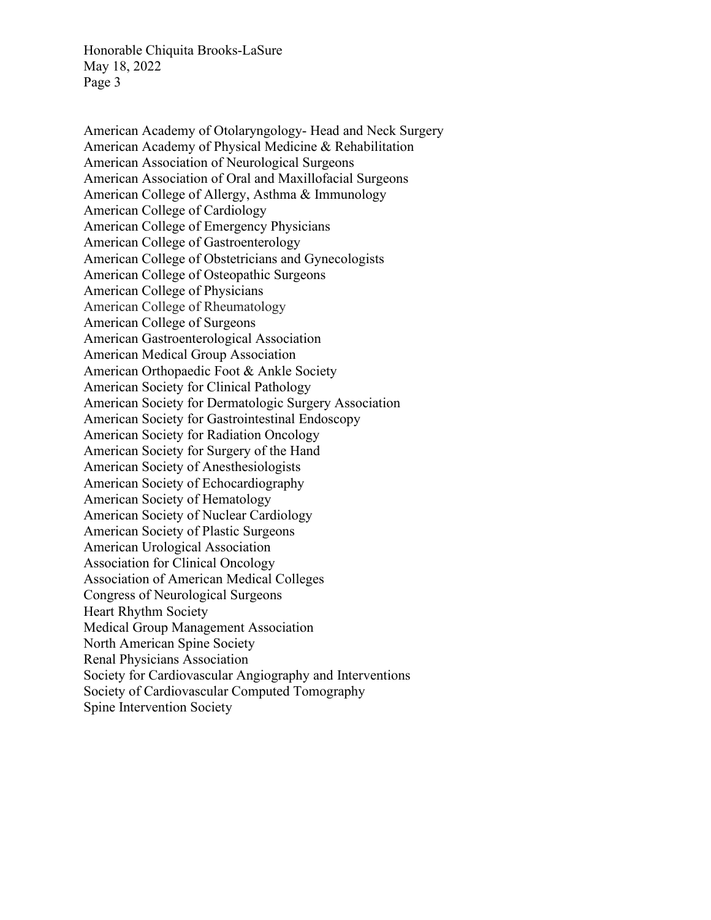American Academy of Otolaryngology- Head and Neck Surgery
American Academy of Physical Medicine & Rehabilitation
American Association of Neurological Surgeons
American Association of Oral and Maxillofacial Surgeons
American College of Allergy, Asthma & Immunology
American College of Cardiology
American College of Emergency Physicians
American College of Gastroenterology
American College of Obstetricians and Gynecologists
American College of Osteopathic Surgeons
American College of Physicians
American College of Rheumatology
American College of Surgeons
American Gastroenterological Association
American Medical Group Association
American Orthopaedic Foot & Ankle Society
American Society for Clinical Pathology
American Society for Dermatologic Surgery Association
American Society for Gastrointestinal Endoscopy
American Society for Radiation Oncology
American Society for Surgery of the Hand
American Society of Anesthesiologists
American Society of Echocardiography
American Society of Hematology
American Society of Nuclear Cardiology
American Society of Plastic Surgeons
American Urological Association
Association for Clinical Oncology
Association of American Medical Colleges
Congress of Neurological Surgeons
Heart Rhythm Society
Medical Group Management Association
North American Spine Society
Renal Physicians Association
Society for Cardiovascular Angiography and Interventions
Society of Cardiovascular Computed Tomography
Spine Intervention Society